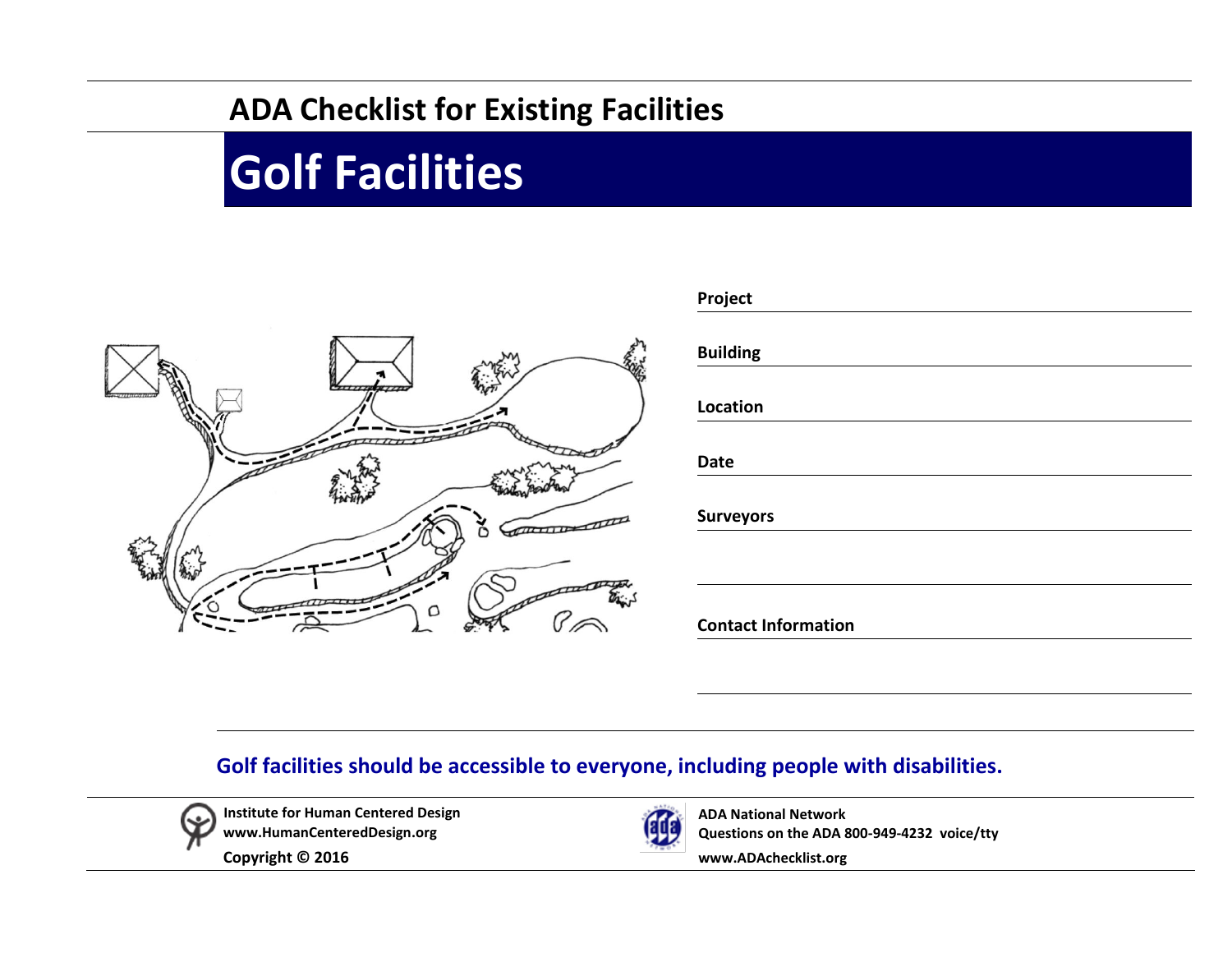## ADA Checklist for Existing Facilities

# Golf Facilities

**Project**

**Building**

**Location**

**Date**

**Surveyors**

**Contact Information**

**Golf facilities should be accessible to everyone, including people with disabilities.**

**Institute for Human Centered Design**
**www.HumanCenteredDesign.org**
**Copyright © 2016**

**ADA National Network**
**Questions on the ADA 800-949-4232 voice/tty**
**www.ADAchecklist.org**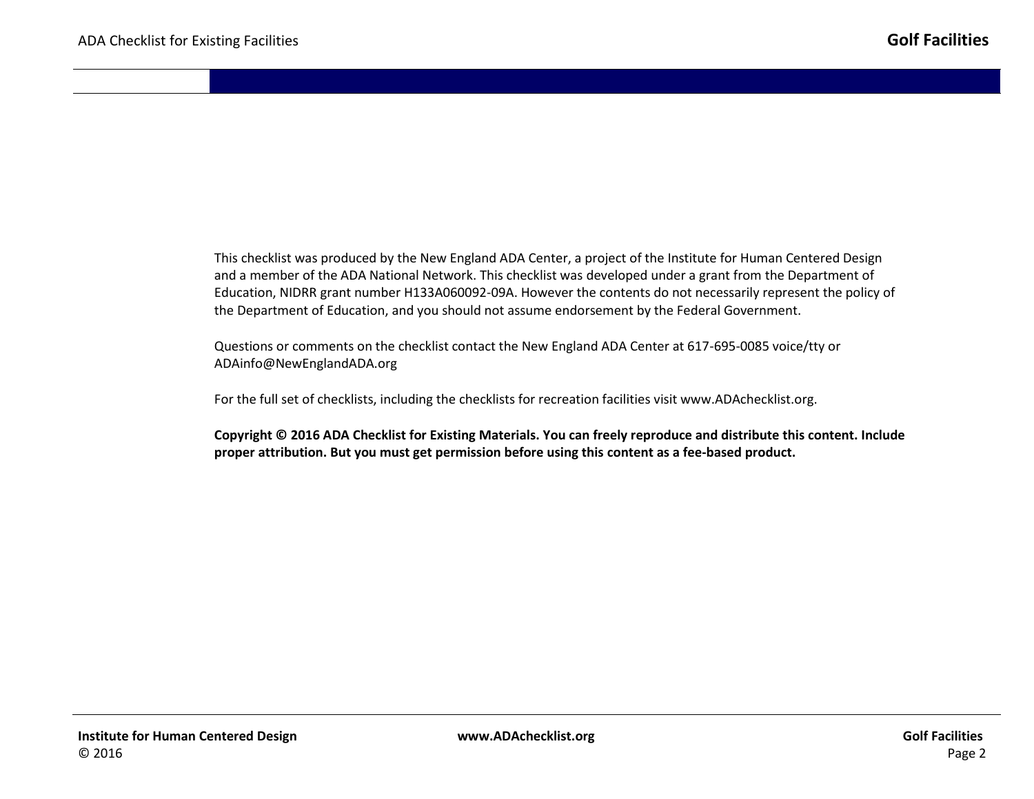This checklist was produced by the New England ADA Center, a project of the Institute for Human Centered Design and a member of the ADA National Network. This checklist was developed under a grant from the Department of Education, NIDRR grant number H133A060092-09A. However the contents do not necessarily represent the policy of the Department of Education, and you should not assume endorsement by the Federal Government.

Questions or comments on the checklist contact the New England ADA Center at 617-695-0085 voice/tty or ADAinfo@NewEnglandADA.org

For the full set of checklists, including the checklists for recreation facilities visit www.ADAchecklist.org.

**Copyright © 2016 ADA Checklist for Existing Materials. You can freely reproduce and distribute this content. Include proper attribution. But you must get permission before using this content as a fee-based product.**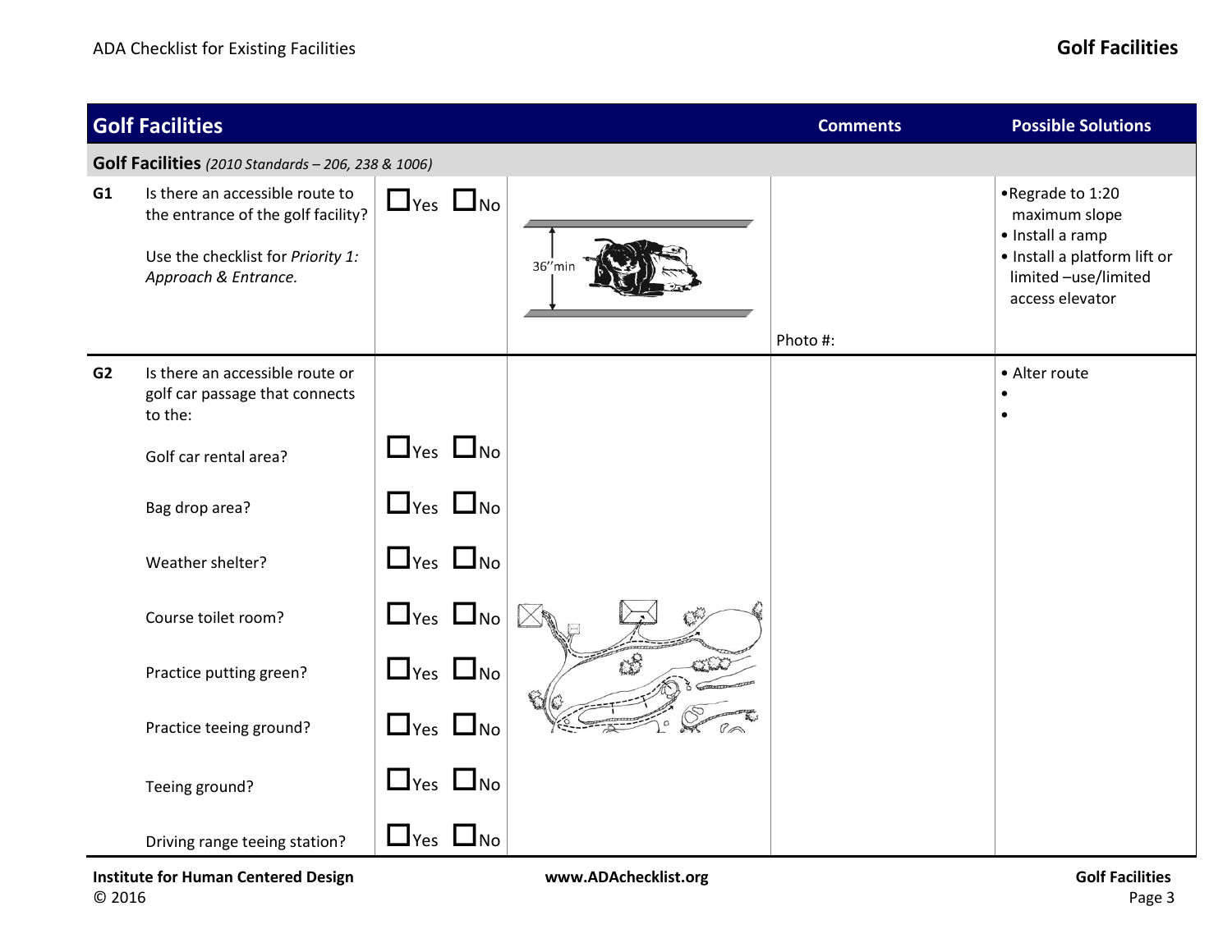| Golf Facilities | | | | Comments | Possible Solutions |
|---|---|---|---|---|---|
| **Golf Facilities** *(2010 Standards – 206, 238 & 1006)* | | | | | |
| **G1** | Is there an accessible route to the entrance of the golf facility?<br><br>Use the checklist for *Priority 1: Approach & Entrance.* | ☐Yes ☐No | 36″min | Photo #: | • Regrade to 1:20 maximum slope<br>• Install a ramp<br>• Install a platform lift or limited –use/limited access elevator |
| **G2** | Is there an accessible route or golf car passage that connects to the: | | | | • Alter route<br>•<br>• |
| | Golf car rental area? | ☐Yes ☐No | | | |
| | Bag drop area? | ☐Yes ☐No | | | |
| | Weather shelter? | ☐Yes ☐No | | | |
| | Course toilet room? | ☐Yes ☐No | | | |
| | Practice putting green? | ☐Yes ☐No | | | |
| | Practice teeing ground? | ☐Yes ☐No | | | |
| | Teeing ground? | ☐Yes ☐No | | | |
| | Driving range teeing station? | ☐Yes ☐No | | | |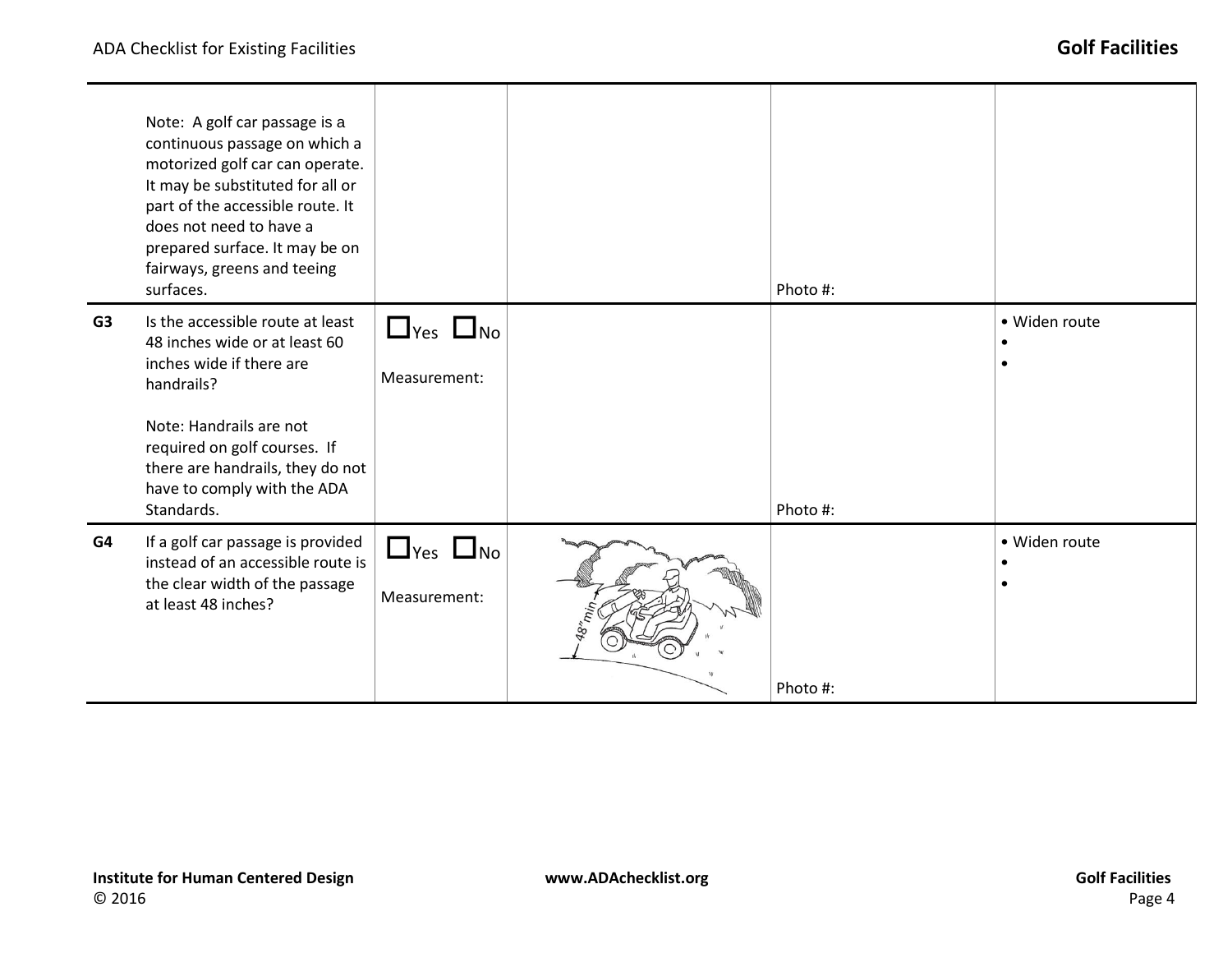| | | | | | |
|---|---|---|---|---|---|
| | Note: A golf car passage is a continuous passage on which a motorized golf car can operate. It may be substituted for all or part of the accessible route. It does not need to have a prepared surface. It may be on fairways, greens and teeing surfaces. | | | Photo #: | |
| **G3** | Is the accessible route at least 48 inches wide or at least 60 inches wide if there are handrails?<br><br>Note: Handrails are not required on golf courses. If there are handrails, they do not have to comply with the ADA Standards. | ☐Yes ☐No<br><br>Measurement: | | Photo #: | • Widen route<br>•<br>• |
| **G4** | If a golf car passage is provided instead of an accessible route is the clear width of the passage at least 48 inches? | ☐Yes ☐No<br><br>Measurement: | 48" min | Photo #: | • Widen route<br>•<br>• |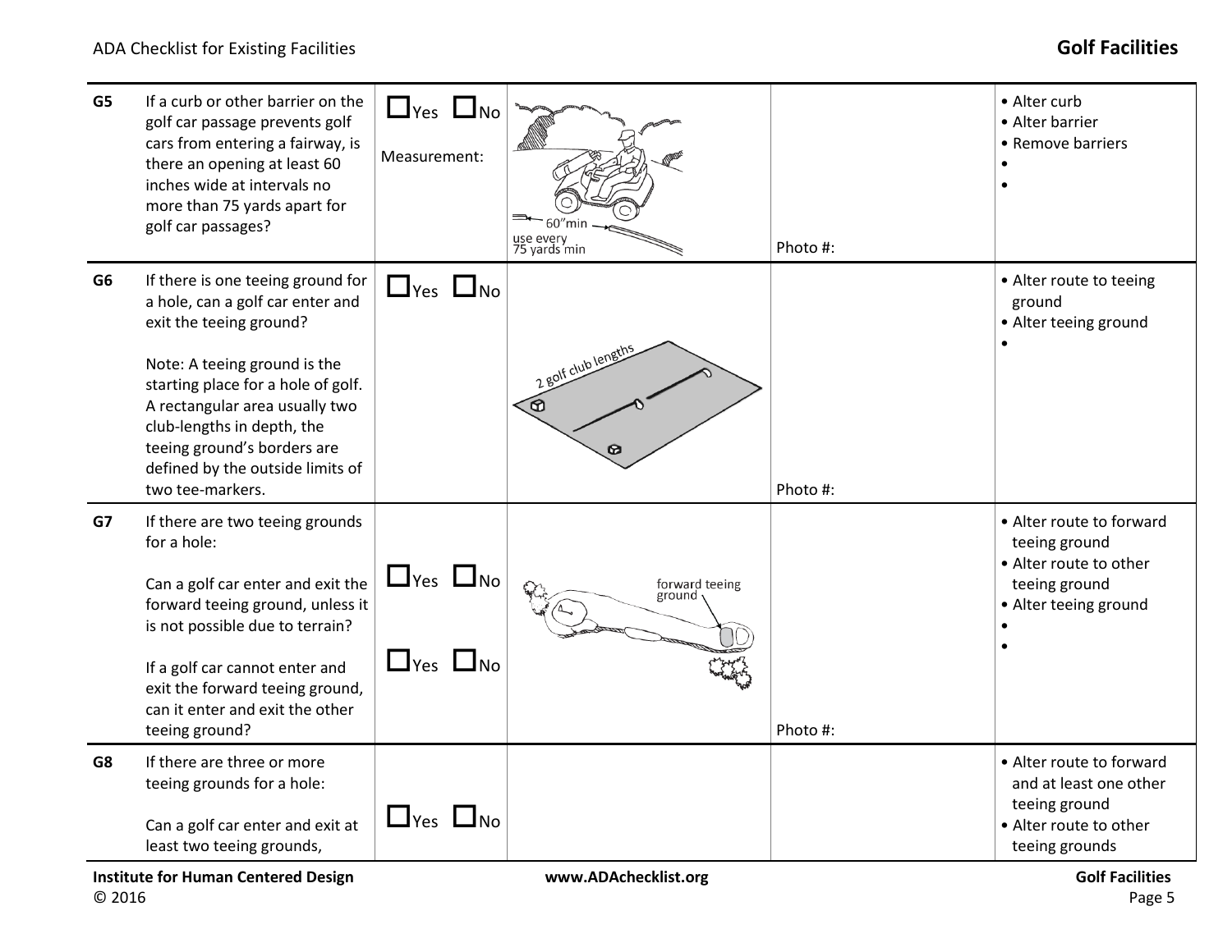| | | | | | |
|---|---|---|---|---|---|
| **G5** | If a curb or other barrier on the golf car passage prevents golf cars from entering a fairway, is there an opening at least 60 inches wide at intervals no more than 75 yards apart for golf car passages? | ☐Yes ☐No<br><br>Measurement: | 60"min<br>use every 75 yards min | Photo #: | • Alter curb<br>• Alter barrier<br>• Remove barriers<br>•<br>• |
| **G6** | If there is one teeing ground for a hole, can a golf car enter and exit the teeing ground?<br><br>Note: A teeing ground is the starting place for a hole of golf. A rectangular area usually two club-lengths in depth, the teeing ground's borders are defined by the outside limits of two tee-markers. | ☐Yes ☐No | 2 golf club lengths | Photo #: | • Alter route to teeing ground<br>• Alter teeing ground<br>• |
| **G7** | If there are two teeing grounds for a hole:<br><br>Can a golf car enter and exit the forward teeing ground, unless it is not possible due to terrain?<br><br>If a golf car cannot enter and exit the forward teeing ground, can it enter and exit the other teeing ground? | ☐Yes ☐No<br><br>☐Yes ☐No | forward teeing ground | Photo #: | • Alter route to forward teeing ground<br>• Alter route to other teeing ground<br>• Alter teeing ground<br>•<br>• |
| **G8** | If there are three or more teeing grounds for a hole:<br><br>Can a golf car enter and exit at least two teeing grounds, | ☐Yes ☐No | | | • Alter route to forward and at least one other teeing ground<br>• Alter route to other teeing grounds |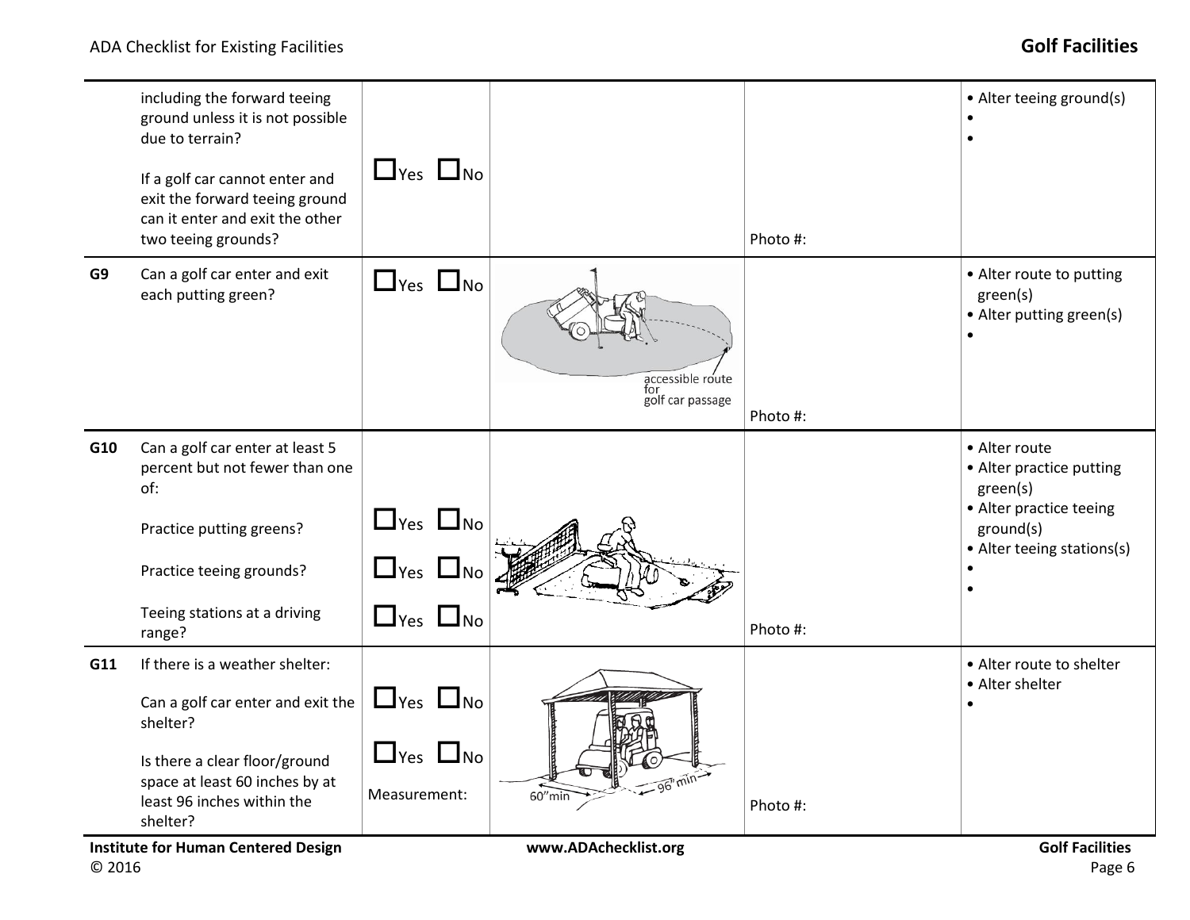| | | | | | |
|---|---|---|---|---|---|
| | including the forward teeing ground unless it is not possible due to terrain?<br><br>If a golf car cannot enter and exit the forward teeing ground can it enter and exit the other two teeing grounds? | ☐Yes ☐No | | Photo #: | • Alter teeing ground(s)<br>•<br>• |
| **G9** | Can a golf car enter and exit each putting green? | ☐Yes ☐No | accessible route for golf car passage | Photo #: | • Alter route to putting green(s)<br>• Alter putting green(s)<br>• |
| **G10** | Can a golf car enter at least 5 percent but not fewer than one of:<br><br>Practice putting greens?<br><br>Practice teeing grounds?<br><br>Teeing stations at a driving range? | <br><br><br>☐Yes ☐No<br><br>☐Yes ☐No<br><br>☐Yes ☐No | | Photo #: | • Alter route<br>• Alter practice putting green(s)<br>• Alter practice teeing ground(s)<br>• Alter teeing stations(s)<br>•<br>• |
| **G11** | If there is a weather shelter:<br><br>Can a golf car enter and exit the shelter?<br><br>Is there a clear floor/ground space at least 60 inches by at least 96 inches within the shelter? | <br><br>☐Yes ☐No<br><br>☐Yes ☐No<br>Measurement: | 60"min 96"min | Photo #: | • Alter route to shelter<br>• Alter shelter<br>• |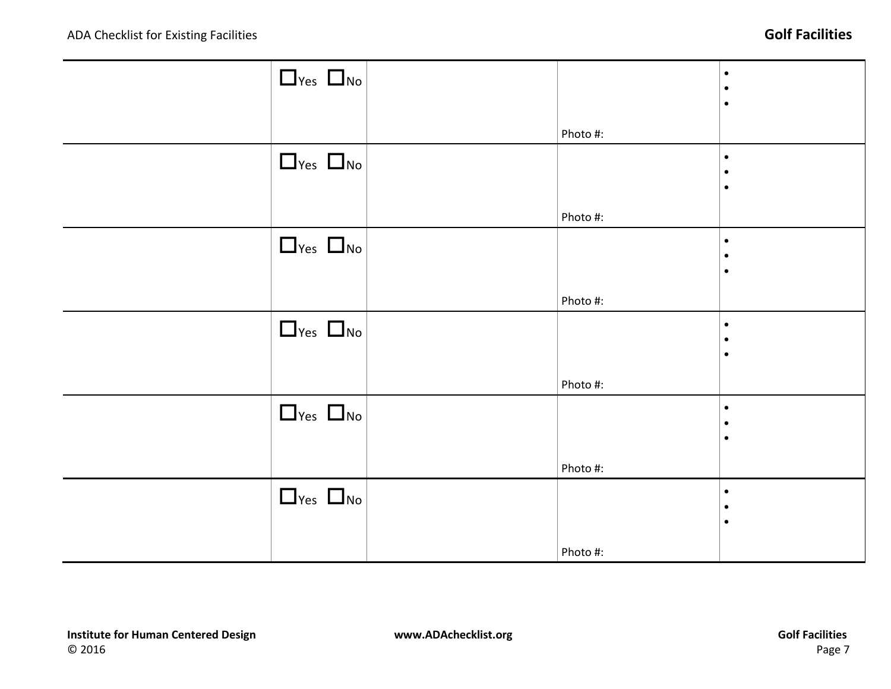| | | | | |
|---|---|---|---|---|
| | ☐Yes ☐No | | Photo #: | • <br> • <br> • |
| | ☐Yes ☐No | | Photo #: | • <br> • <br> • |
| | ☐Yes ☐No | | Photo #: | • <br> • <br> • |
| | ☐Yes ☐No | | Photo #: | • <br> • <br> • |
| | ☐Yes ☐No | | Photo #: | • <br> • <br> • |
| | ☐Yes ☐No | | Photo #: | • <br> • <br> • |